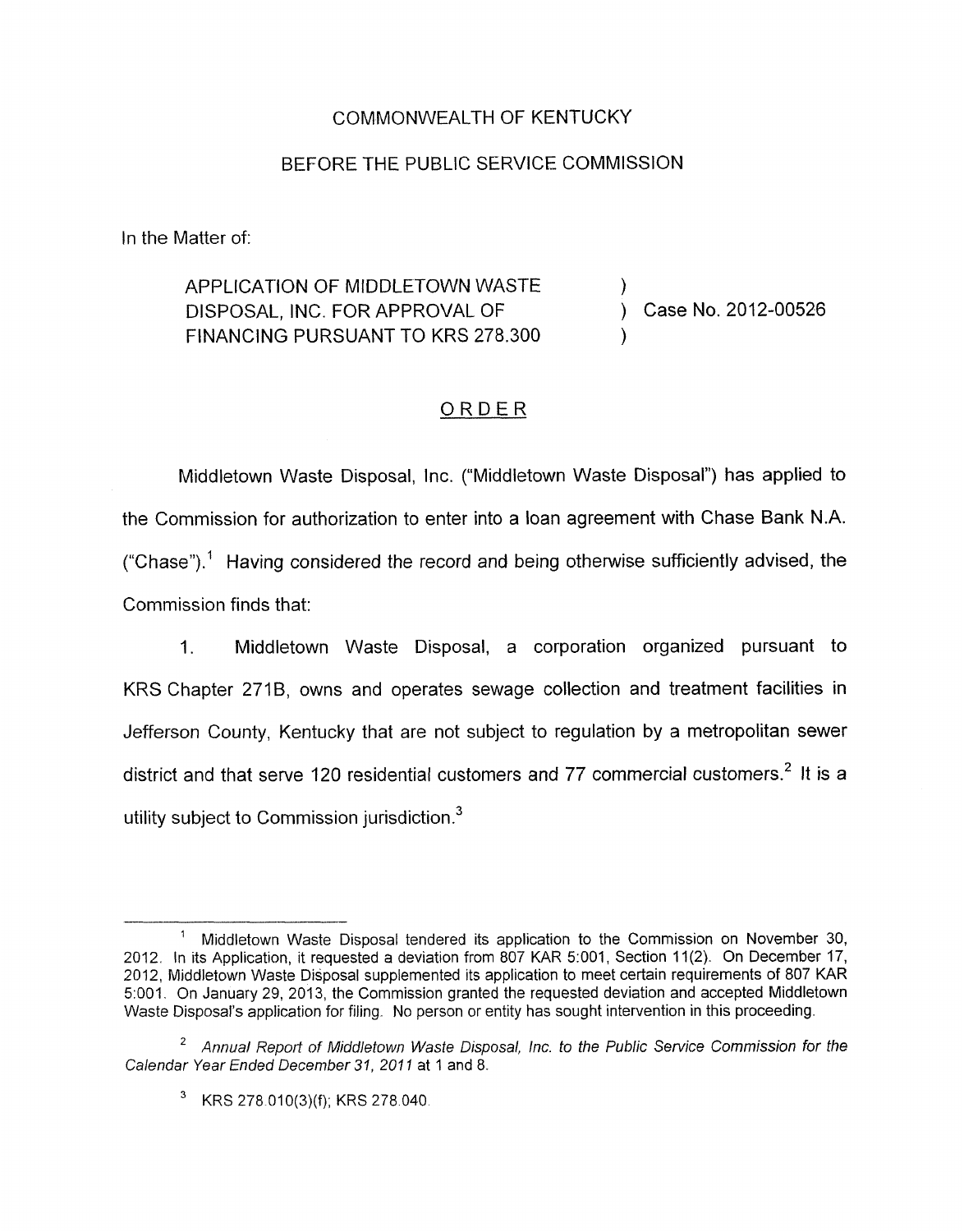COMMONWEALTH OF KENTUCKY

BEFORE THE PUBLIC SERVICE COMMISSION

In the Matter of:

APPLICATION OF MIDDLETOWN WASTE DISPOSAL, INC. FOR APPROVAL OF FINANCING PURSUANT TO KRS 278.300 ) Case No. 2012-00526

## ORDER

Middletown Waste Disposal, Inc. ("Middletown Waste Disposal") has applied to the Commission for authorization to enter into a loan agreement with Chase Bank N.A. ("Chase").[1] Having considered the record and being otherwise sufficiently advised, the Commission finds that:

1. Middletown Waste Disposal, a corporation organized pursuant to KRS Chapter 271B, owns and operates sewage collection and treatment facilities in Jefferson County, Kentucky that are not subject to regulation by a metropolitan sewer district and that serve 120 residential customers and 77 commercial customers.[2] It is a utility subject to Commission jurisdiction.[3]

---

[1] Middletown Waste Disposal tendered its application to the Commission on November 30, 2012. In its Application, it requested a deviation from 807 KAR 5:001, Section 11(2). On December 17, 2012, Middletown Waste Disposal supplemented its application to meet certain requirements of 807 KAR 5:001. On January 29, 2013, the Commission granted the requested deviation and accepted Middletown Waste Disposal's application for filing. No person or entity has sought intervention in this proceeding.

[2] *Annual Report of Middletown Waste Disposal, Inc. to the Public Service Commission for the Calendar Year Ended December 31, 2011* at 1 and 8.

[3] KRS 278.010(3)(f); KRS 278.040.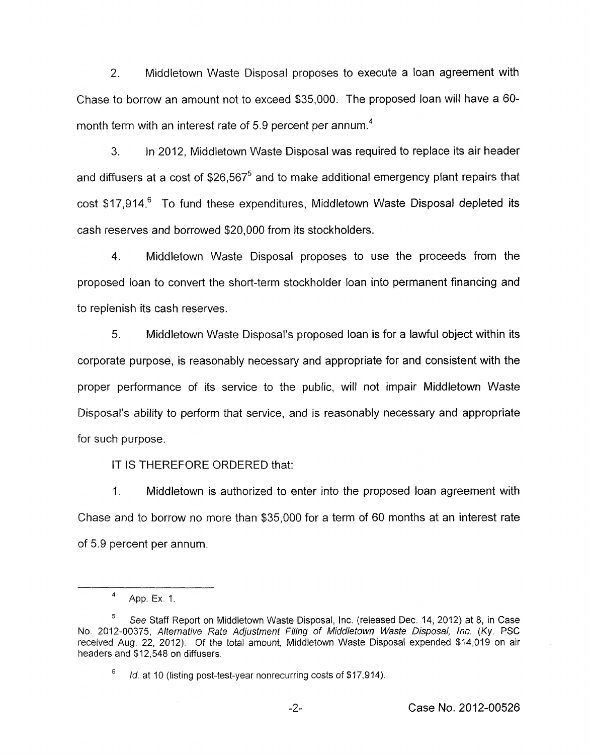2. Middletown Waste Disposal proposes to execute a loan agreement with Chase to borrow an amount not to exceed $35,000. The proposed loan will have a 60-month term with an interest rate of 5.9 percent per annum.[4]

3. In 2012, Middletown Waste Disposal was required to replace its air header and diffusers at a cost of $26,567[5] and to make additional emergency plant repairs that cost $17,914.[6] To fund these expenditures, Middletown Waste Disposal depleted its cash reserves and borrowed $20,000 from its stockholders.

4. Middletown Waste Disposal proposes to use the proceeds from the proposed loan to convert the short-term stockholder loan into permanent financing and to replenish its cash reserves.

5. Middletown Waste Disposal's proposed loan is for a lawful object within its corporate purpose, is reasonably necessary and appropriate for and consistent with the proper performance of its service to the public, will not impair Middletown Waste Disposal's ability to perform that service, and is reasonably necessary and appropriate for such purpose.

IT IS THEREFORE ORDERED that:

1. Middletown is authorized to enter into the proposed loan agreement with Chase and to borrow no more than $35,000 for a term of 60 months at an interest rate of 5.9 percent per annum.

---

[4] App. Ex. 1.

[5] *See* Staff Report on Middletown Waste Disposal, Inc. (released Dec. 14, 2012) at 8, in Case No. 2012-00375, *Alternative Rate Adjustment Filing of Middletown Waste Disposal, Inc.* (Ky. PSC received Aug. 22, 2012). Of the total amount, Middletown Waste Disposal expended $14,019 on air headers and $12,548 on diffusers.

[6] *Id.* at 10 (listing post-test-year nonrecurring costs of $17,914).

Case No. 2012-00526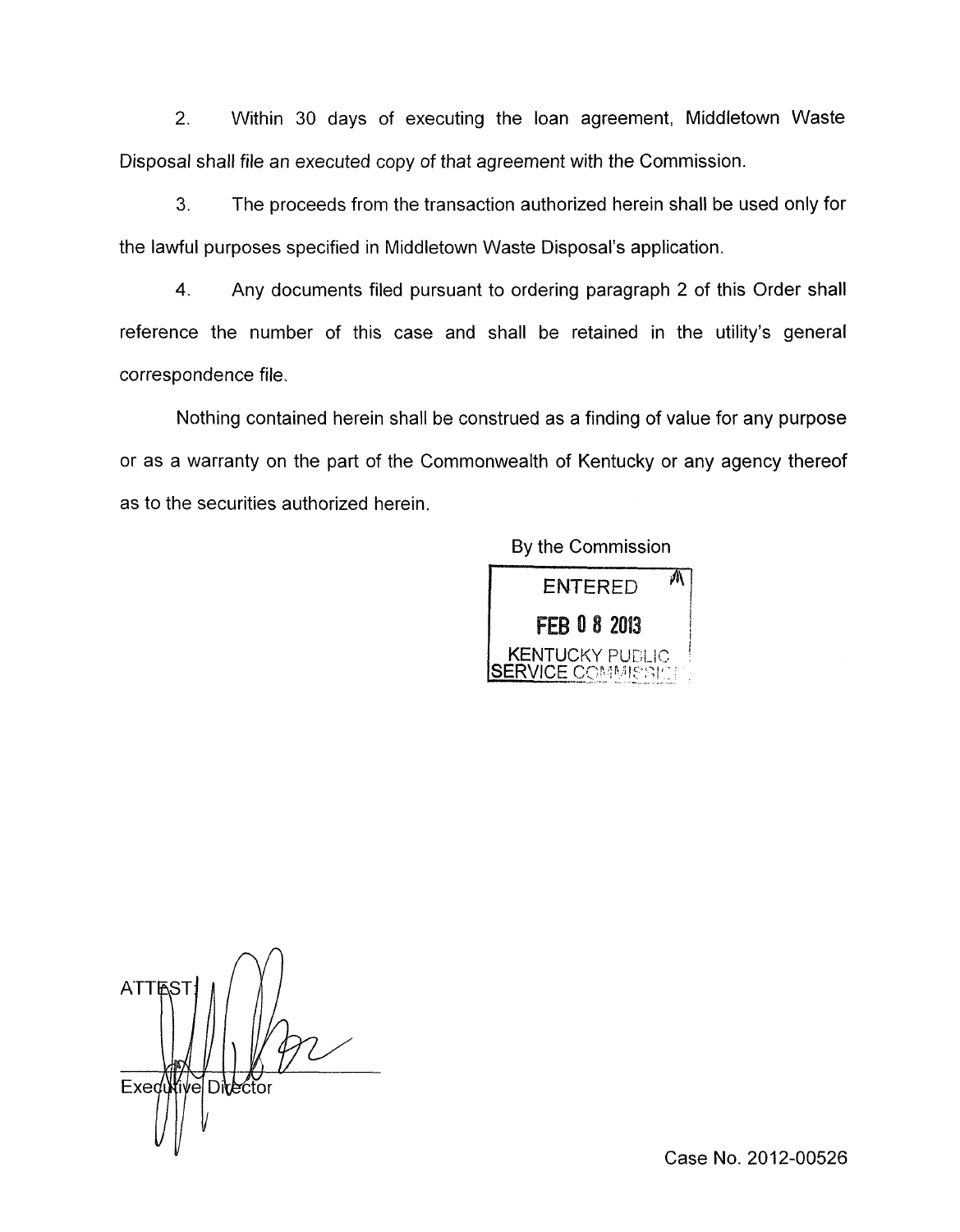2. Within 30 days of executing the loan agreement, Middletown Waste Disposal shall file an executed copy of that agreement with the Commission.

3. The proceeds from the transaction authorized herein shall be used only for the lawful purposes specified in Middletown Waste Disposal's application.

4. Any documents filed pursuant to ordering paragraph 2 of this Order shall reference the number of this case and shall be retained in the utility's general correspondence file.

Nothing contained herein shall be construed as a finding of value for any purpose or as a warranty on the part of the Commonwealth of Kentucky or any agency thereof as to the securities authorized herein.

By the Commission

ENTERED

FEB 08 2013

KENTUCKY PUBLIC SERVICE COMMISSION

ATTEST:

Executive Director

Case No. 2012-00526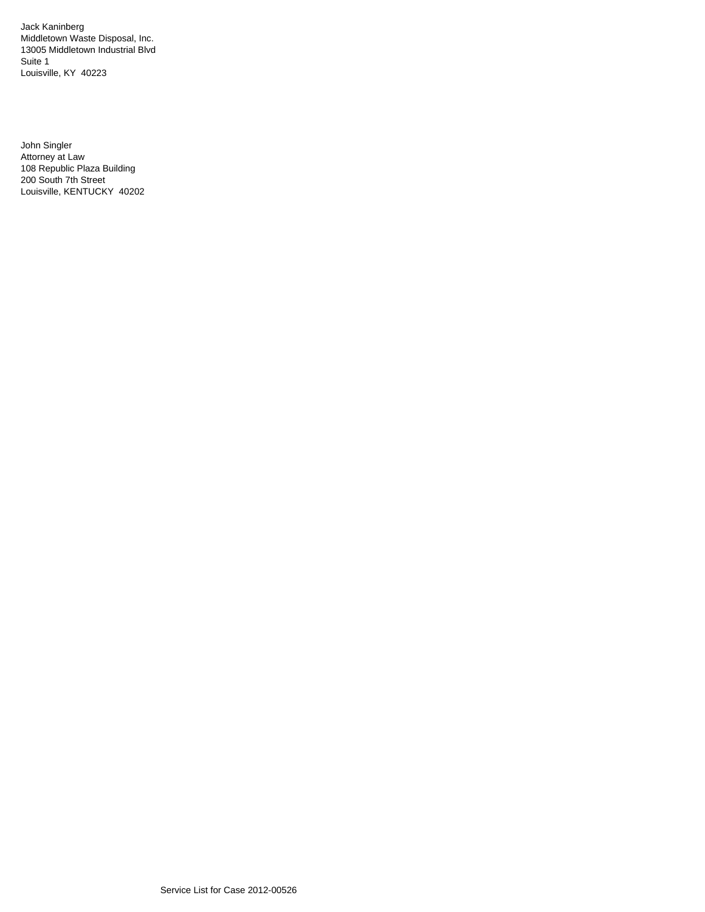Jack Kaninberg
Middletown Waste Disposal, Inc.
13005 Middletown Industrial Blvd
Suite 1
Louisville, KY  40223

John Singler
Attorney at Law
108 Republic Plaza Building
200 South 7th Street
Louisville, KENTUCKY  40202